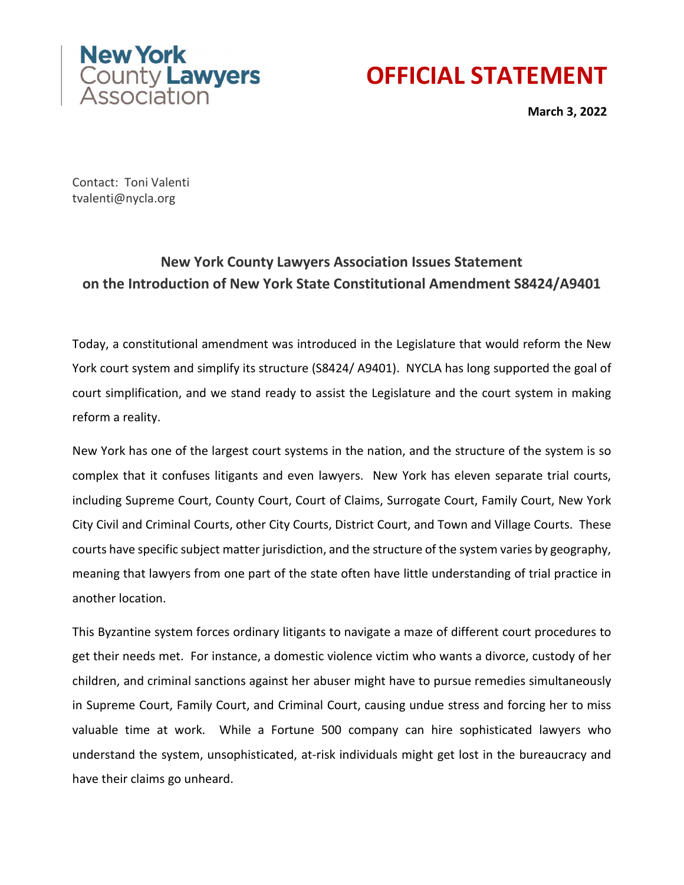New York County Lawyers Association

# OFFICIAL STATEMENT

**March 3, 2022**

Contact: Toni Valenti
tvalenti@nycla.org

## New York County Lawyers Association Issues Statement on the Introduction of New York State Constitutional Amendment S8424/A9401

Today, a constitutional amendment was introduced in the Legislature that would reform the New York court system and simplify its structure (S8424/ A9401). NYCLA has long supported the goal of court simplification, and we stand ready to assist the Legislature and the court system in making reform a reality.

New York has one of the largest court systems in the nation, and the structure of the system is so complex that it confuses litigants and even lawyers. New York has eleven separate trial courts, including Supreme Court, County Court, Court of Claims, Surrogate Court, Family Court, New York City Civil and Criminal Courts, other City Courts, District Court, and Town and Village Courts. These courts have specific subject matter jurisdiction, and the structure of the system varies by geography, meaning that lawyers from one part of the state often have little understanding of trial practice in another location.

This Byzantine system forces ordinary litigants to navigate a maze of different court procedures to get their needs met. For instance, a domestic violence victim who wants a divorce, custody of her children, and criminal sanctions against her abuser might have to pursue remedies simultaneously in Supreme Court, Family Court, and Criminal Court, causing undue stress and forcing her to miss valuable time at work. While a Fortune 500 company can hire sophisticated lawyers who understand the system, unsophisticated, at-risk individuals might get lost in the bureaucracy and have their claims go unheard.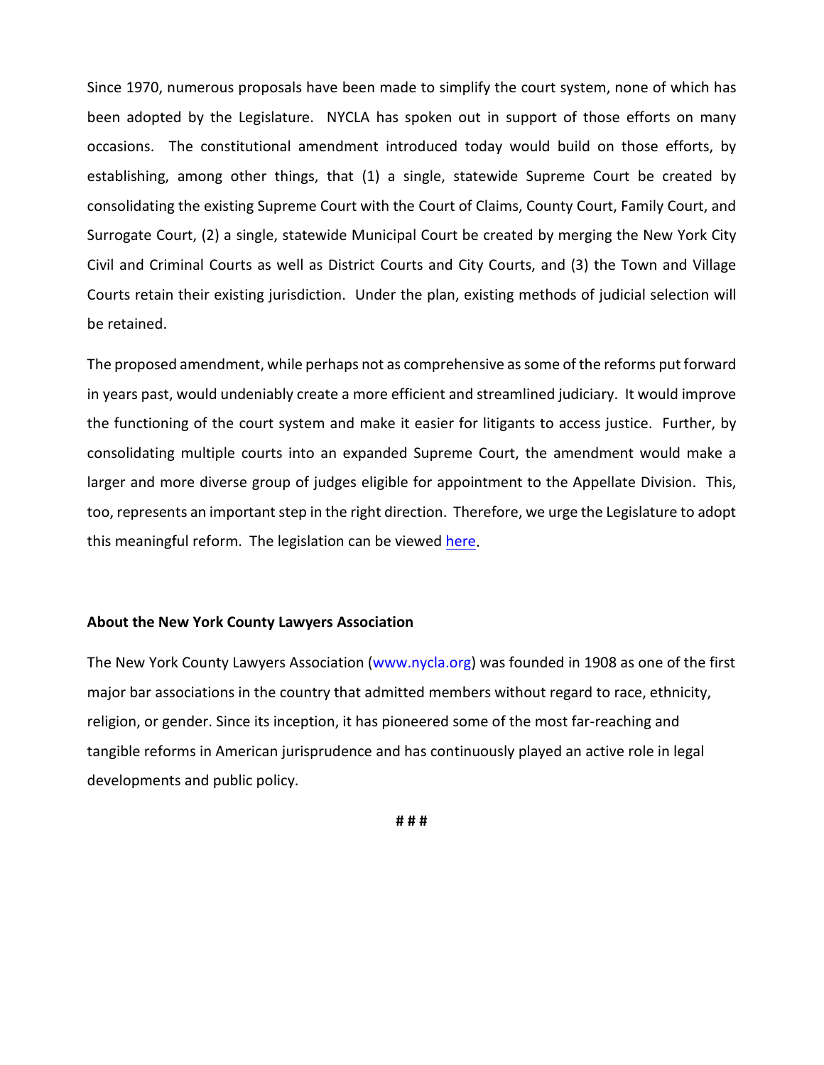Since 1970, numerous proposals have been made to simplify the court system, none of which has been adopted by the Legislature. NYCLA has spoken out in support of those efforts on many occasions. The constitutional amendment introduced today would build on those efforts, by establishing, among other things, that (1) a single, statewide Supreme Court be created by consolidating the existing Supreme Court with the Court of Claims, County Court, Family Court, and Surrogate Court, (2) a single, statewide Municipal Court be created by merging the New York City Civil and Criminal Courts as well as District Courts and City Courts, and (3) the Town and Village Courts retain their existing jurisdiction. Under the plan, existing methods of judicial selection will be retained.

The proposed amendment, while perhaps not as comprehensive as some of the reforms put forward in years past, would undeniably create a more efficient and streamlined judiciary. It would improve the functioning of the court system and make it easier for litigants to access justice. Further, by consolidating multiple courts into an expanded Supreme Court, the amendment would make a larger and more diverse group of judges eligible for appointment to the Appellate Division. This, too, represents an important step in the right direction. Therefore, we urge the Legislature to adopt this meaningful reform. The legislation can be viewed here.

**About the New York County Lawyers Association**

The New York County Lawyers Association (www.nycla.org) was founded in 1908 as one of the first major bar associations in the country that admitted members without regard to race, ethnicity, religion, or gender. Since its inception, it has pioneered some of the most far-reaching and tangible reforms in American jurisprudence and has continuously played an active role in legal developments and public policy.

# # #